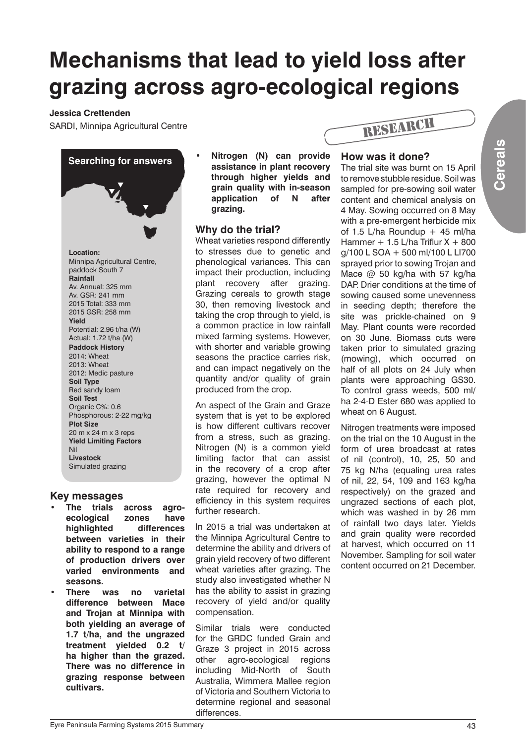# Mechanisms that lead to yield loss after grazing across agro-ecological regions

**Jessica Crettenden**

SARDI, Minnipa Agricultural Centre

RESEARCH

**Searching for answers**

**Location:**
Minnipa Agricultural Centre, paddock South 7

**Rainfall**
Av. Annual: 325 mm
Av. GSR: 241 mm
2015 Total: 333 mm
2015 GSR: 258 mm

**Yield**
Potential: 2.96 t/ha (W)
Actual: 1.72 t/ha (W)

**Paddock History**
2014: Wheat
2013: Wheat
2012: Medic pasture

**Soil Type**
Red sandy loam

**Soil Test**
Organic C%: 0.6
Phosphorous: 2-22 mg/kg

**Plot Size**
20 m x 24 m x 3 reps

**Yield Limiting Factors**
Nil

**Livestock**
Simulated grazing

## Key messages

- **The trials across agro-ecological zones have highlighted differences between varieties in their ability to respond to a range of production drivers over varied environments and seasons.**
- **There was no varietal difference between Mace and Trojan at Minnipa with both yielding an average of 1.7 t/ha, and the ungrazed treatment yielded 0.2 t/ha higher than the grazed. There was no difference in grazing response between cultivars.**
- **Nitrogen (N) can provide assistance in plant recovery through higher yields and grain quality with in-season application of N after grazing.**

## Why do the trial?

Wheat varieties respond differently to stresses due to genetic and phenological variances. This can impact their production, including plant recovery after grazing. Grazing cereals to growth stage 30, then removing livestock and taking the crop through to yield, is a common practice in low rainfall mixed farming systems. However, with shorter and variable growing seasons the practice carries risk, and can impact negatively on the quantity and/or quality of grain produced from the crop.

An aspect of the Grain and Graze system that is yet to be explored is how different cultivars recover from a stress, such as grazing. Nitrogen (N) is a common yield limiting factor that can assist in the recovery of a crop after grazing, however the optimal N rate required for recovery and efficiency in this system requires further research.

In 2015 a trial was undertaken at the Minnipa Agricultural Centre to determine the ability and drivers of grain yield recovery of two different wheat varieties after grazing. The study also investigated whether N has the ability to assist in grazing recovery of yield and/or quality compensation.

Similar trials were conducted for the GRDC funded Grain and Graze 3 project in 2015 across other agro-ecological regions including Mid-North of South Australia, Wimmera Mallee region of Victoria and Southern Victoria to determine regional and seasonal differences.

## How was it done?

The trial site was burnt on 15 April to remove stubble residue. Soil was sampled for pre-sowing soil water content and chemical analysis on 4 May. Sowing occurred on 8 May with a pre-emergent herbicide mix of 1.5 L/ha Roundup + 45 ml/ha Hammer + 1.5 L/ha Triflur X + 800 g/100 L SOA + 500 ml/100 L LI700 sprayed prior to sowing Trojan and Mace @ 50 kg/ha with 57 kg/ha DAP. Drier conditions at the time of sowing caused some unevenness in seeding depth; therefore the site was prickle-chained on 9 May. Plant counts were recorded on 30 June. Biomass cuts were taken prior to simulated grazing (mowing), which occurred on half of all plots on 24 July when plants were approaching GS30. To control grass weeds, 500 ml/ha 2-4-D Ester 680 was applied to wheat on 6 August.

Nitrogen treatments were imposed on the trial on the 10 August in the form of urea broadcast at rates of nil (control), 10, 25, 50 and 75 kg N/ha (equaling urea rates of nil, 22, 54, 109 and 163 kg/ha respectively) on the grazed and ungrazed sections of each plot, which was washed in by 26 mm of rainfall two days later. Yields and grain quality were recorded at harvest, which occurred on 11 November. Sampling for soil water content occurred on 21 December.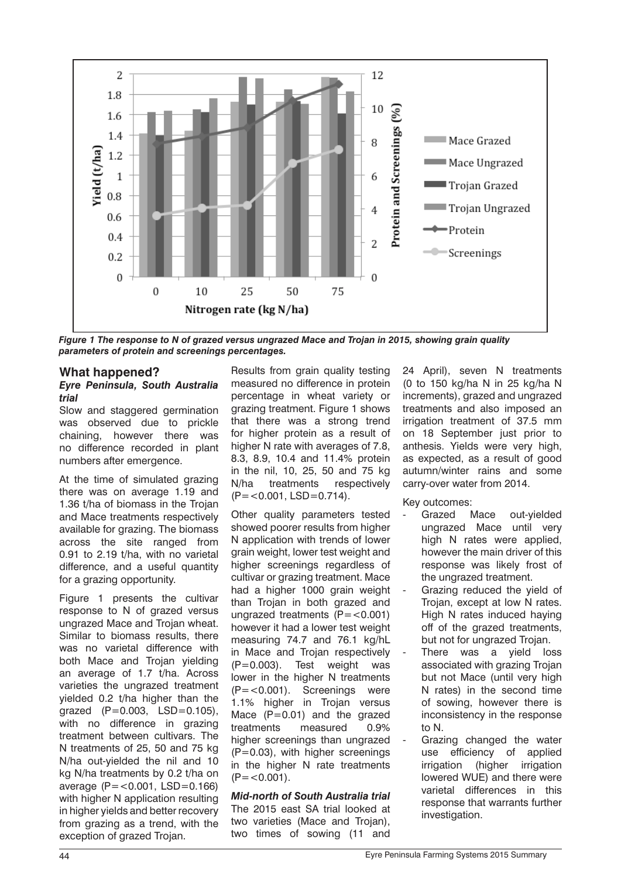*Figure 1 The response to N of grazed versus ungrazed Mace and Trojan in 2015, showing grain quality parameters of protein and screenings percentages.*

## What happened?

### *Eyre Peninsula, South Australia trial*

Slow and staggered germination was observed due to prickle chaining, however there was no difference recorded in plant numbers after emergence.

At the time of simulated grazing there was on average 1.19 and 1.36 t/ha of biomass in the Trojan and Mace treatments respectively available for grazing. The biomass across the site ranged from 0.91 to 2.19 t/ha, with no varietal difference, and a useful quantity for a grazing opportunity.

Figure 1 presents the cultivar response to N of grazed versus ungrazed Mace and Trojan wheat. Similar to biomass results, there was no varietal difference with both Mace and Trojan yielding an average of 1.7 t/ha. Across varieties the ungrazed treatment yielded 0.2 t/ha higher than the grazed ($P=0.003$, $LSD=0.105$), with no difference in grazing treatment between cultivars. The N treatments of 25, 50 and 75 kg N/ha out-yielded the nil and 10 kg N/ha treatments by 0.2 t/ha on average ($P=<0.001$, $LSD=0.166$) with higher N application resulting in higher yields and better recovery from grazing as a trend, with the exception of grazed Trojan.

Results from grain quality testing measured no difference in protein percentage in wheat variety or grazing treatment. Figure 1 shows that there was a strong trend for higher protein as a result of higher N rate with averages of 7.8, 8.3, 8.9, 10.4 and 11.4% protein in the nil, 10, 25, 50 and 75 kg N/ha treatments respectively ($P=<0.001$, $LSD=0.714$).

Other quality parameters tested showed poorer results from higher N application with trends of lower grain weight, lower test weight and higher screenings regardless of cultivar or grazing treatment. Mace had a higher 1000 grain weight than Trojan in both grazed and ungrazed treatments ($P=<0.001$) however it had a lower test weight measuring 74.7 and 76.1 kg/hL in Mace and Trojan respectively ($P=0.003$). Test weight was lower in the higher N treatments ($P=<0.001$). Screenings were 1.1% higher in Trojan versus Mace ($P=0.01$) and the grazed treatments measured 0.9% higher screenings than ungrazed ($P=0.03$), with higher screenings in the higher N rate treatments ($P=<0.001$).

### *Mid-north of South Australia trial*

The 2015 east SA trial looked at two varieties (Mace and Trojan), two times of sowing (11 and 24 April), seven N treatments (0 to 150 kg/ha N in 25 kg/ha N increments), grazed and ungrazed treatments and also imposed an irrigation treatment of 37.5 mm on 18 September just prior to anthesis. Yields were very high, as expected, as a result of good autumn/winter rains and some carry-over water from 2014.

Key outcomes:

- Grazed Mace out-yielded ungrazed Mace until very high N rates were applied, however the main driver of this response was likely frost of the ungrazed treatment.
- Grazing reduced the yield of Trojan, except at low N rates. High N rates induced haying off of the grazed treatments, but not for ungrazed Trojan.
- There was a yield loss associated with grazing Trojan but not Mace (until very high N rates) in the second time of sowing, however there is inconsistency in the response to N.
- Grazing changed the water use efficiency of applied irrigation (higher irrigation lowered WUE) and there were varietal differences in this response that warrants further investigation.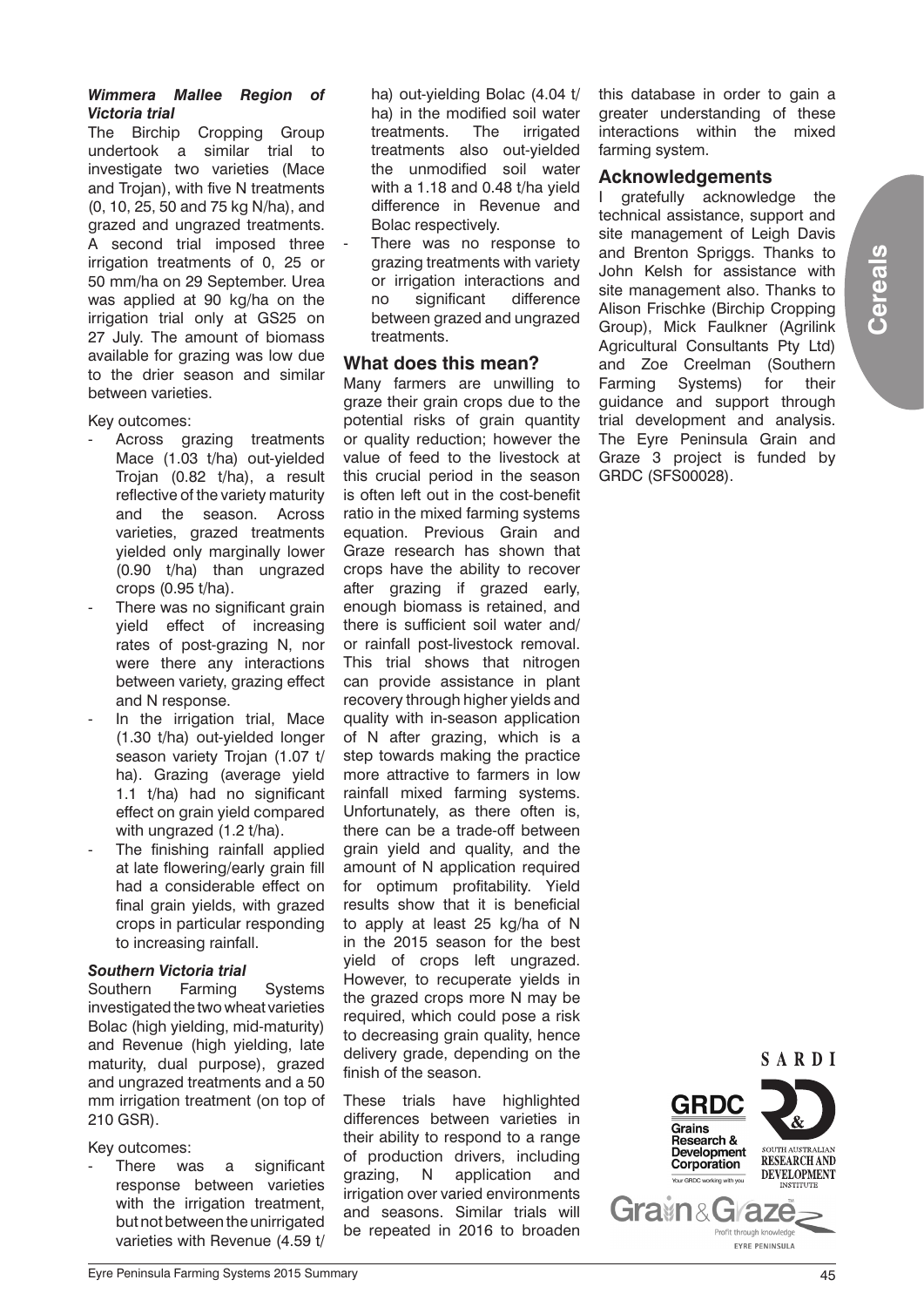***Wimmera Mallee Region of Victoria trial***

The Birchip Cropping Group undertook a similar trial to investigate two varieties (Mace and Trojan), with five N treatments (0, 10, 25, 50 and 75 kg N/ha), and grazed and ungrazed treatments. A second trial imposed three irrigation treatments of 0, 25 or 50 mm/ha on 29 September. Urea was applied at 90 kg/ha on the irrigation trial only at GS25 on 27 July. The amount of biomass available for grazing was low due to the drier season and similar between varieties.

Key outcomes:

- Across grazing treatments Mace (1.03 t/ha) out-yielded Trojan (0.82 t/ha), a result reflective of the variety maturity and the season. Across varieties, grazed treatments yielded only marginally lower (0.90 t/ha) than ungrazed crops (0.95 t/ha).
- There was no significant grain yield effect of increasing rates of post-grazing N, nor were there any interactions between variety, grazing effect and N response.
- In the irrigation trial, Mace (1.30 t/ha) out-yielded longer season variety Trojan (1.07 t/ha). Grazing (average yield 1.1 t/ha) had no significant effect on grain yield compared with ungrazed (1.2 t/ha).
- The finishing rainfall applied at late flowering/early grain fill had a considerable effect on final grain yields, with grazed crops in particular responding to increasing rainfall.

***Southern Victoria trial***

Southern Farming Systems investigated the two wheat varieties Bolac (high yielding, mid-maturity) and Revenue (high yielding, late maturity, dual purpose), grazed and ungrazed treatments and a 50 mm irrigation treatment (on top of 210 GSR).

Key outcomes:

- There was a significant response between varieties with the irrigation treatment, but not between the unirrigated varieties with Revenue (4.59 t/ha) out-yielding Bolac (4.04 t/ha) in the modified soil water treatments. The irrigated treatments also out-yielded the unmodified soil water with a 1.18 and 0.48 t/ha yield difference in Revenue and Bolac respectively.
- There was no response to grazing treatments with variety or irrigation interactions and no significant difference between grazed and ungrazed treatments.

## What does this mean?

Many farmers are unwilling to graze their grain crops due to the potential risks of grain quantity or quality reduction; however the value of feed to the livestock at this crucial period in the season is often left out in the cost-benefit ratio in the mixed farming systems equation. Previous Grain and Graze research has shown that crops have the ability to recover after grazing if grazed early, enough biomass is retained, and there is sufficient soil water and/or rainfall post-livestock removal. This trial shows that nitrogen can provide assistance in plant recovery through higher yields and quality with in-season application of N after grazing, which is a step towards making the practice more attractive to farmers in low rainfall mixed farming systems. Unfortunately, as there often is, there can be a trade-off between grain yield and quality, and the amount of N application required for optimum profitability. Yield results show that it is beneficial to apply at least 25 kg/ha of N in the 2015 season for the best yield of crops left ungrazed. However, to recuperate yields in the grazed crops more N may be required, which could pose a risk to decreasing grain quality, hence delivery grade, depending on the finish of the season.

These trials have highlighted differences between varieties in their ability to respond to a range of production drivers, including grazing, N application and irrigation over varied environments and seasons. Similar trials will be repeated in 2016 to broaden this database in order to gain a greater understanding of these interactions within the mixed farming system.

## Acknowledgements

I gratefully acknowledge the technical assistance, support and site management of Leigh Davis and Brenton Spriggs. Thanks to John Kelsh for assistance with site management also. Thanks to Alison Frischke (Birchip Cropping Group), Mick Faulkner (Agrilink Agricultural Consultants Pty Ltd) and Zoe Creelman (Southern Farming Systems) for their guidance and support through trial development and analysis. The Eyre Peninsula Grain and Graze 3 project is funded by GRDC (SFS00028).